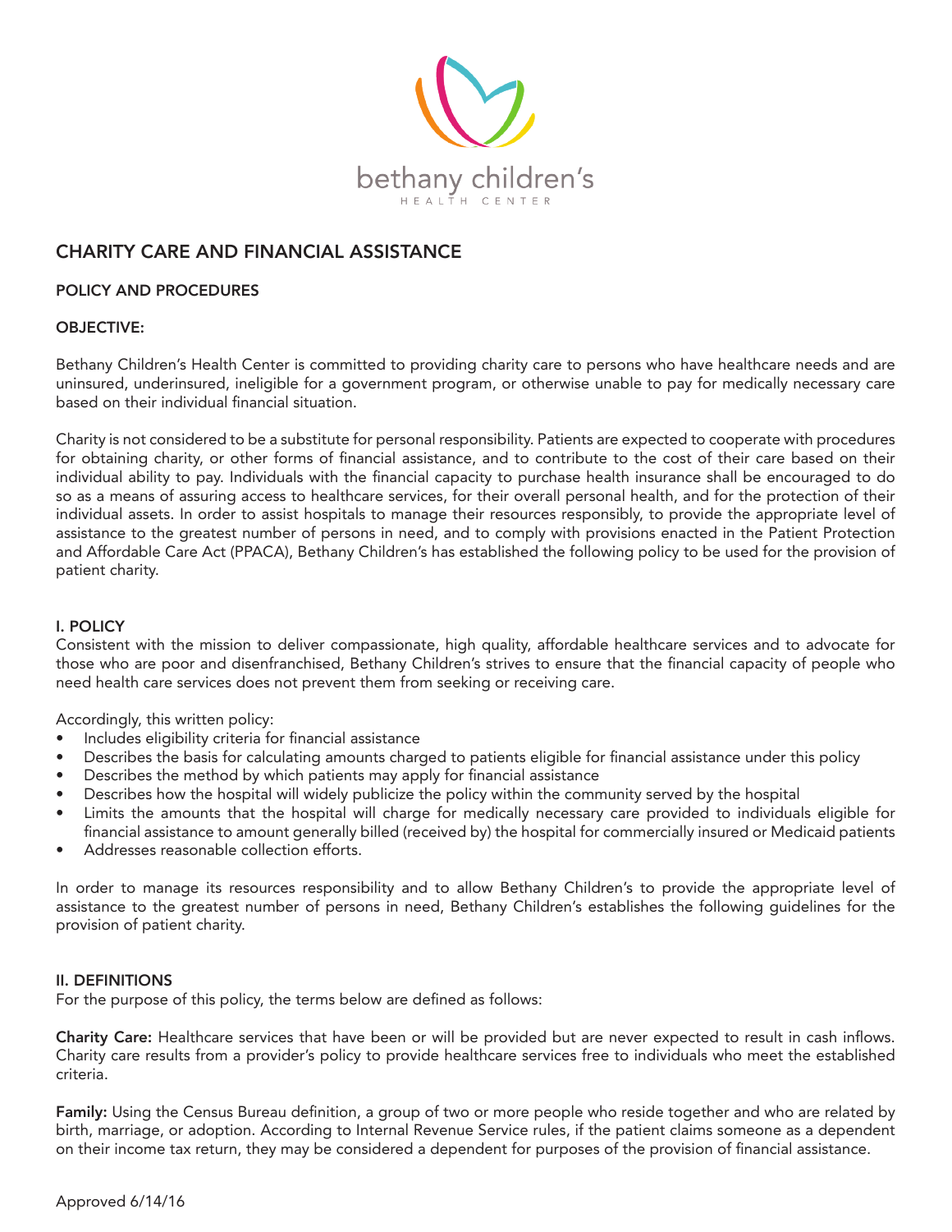bethany children's

HEALTH CENTER

# CHARITY CARE AND FINANCIAL ASSISTANCE

## POLICY AND PROCEDURES

### OBJECTIVE:

Bethany Children's Health Center is committed to providing charity care to persons who have healthcare needs and are uninsured, underinsured, ineligible for a government program, or otherwise unable to pay for medically necessary care based on their individual financial situation.

Charity is not considered to be a substitute for personal responsibility. Patients are expected to cooperate with procedures for obtaining charity, or other forms of financial assistance, and to contribute to the cost of their care based on their individual ability to pay. Individuals with the financial capacity to purchase health insurance shall be encouraged to do so as a means of assuring access to healthcare services, for their overall personal health, and for the protection of their individual assets. In order to assist hospitals to manage their resources responsibly, to provide the appropriate level of assistance to the greatest number of persons in need, and to comply with provisions enacted in the Patient Protection and Affordable Care Act (PPACA), Bethany Children's has established the following policy to be used for the provision of patient charity.

### I. POLICY

Consistent with the mission to deliver compassionate, high quality, affordable healthcare services and to advocate for those who are poor and disenfranchised, Bethany Children's strives to ensure that the financial capacity of people who need health care services does not prevent them from seeking or receiving care.

Accordingly, this written policy:

- Includes eligibility criteria for financial assistance
- Describes the basis for calculating amounts charged to patients eligible for financial assistance under this policy
- Describes the method by which patients may apply for financial assistance
- Describes how the hospital will widely publicize the policy within the community served by the hospital
- Limits the amounts that the hospital will charge for medically necessary care provided to individuals eligible for financial assistance to amount generally billed (received by) the hospital for commercially insured or Medicaid patients
- Addresses reasonable collection efforts.

In order to manage its resources responsibility and to allow Bethany Children's to provide the appropriate level of assistance to the greatest number of persons in need, Bethany Children's establishes the following guidelines for the provision of patient charity.

### II. DEFINITIONS

For the purpose of this policy, the terms below are defined as follows:

**Charity Care:** Healthcare services that have been or will be provided but are never expected to result in cash inflows. Charity care results from a provider's policy to provide healthcare services free to individuals who meet the established criteria.

**Family:** Using the Census Bureau definition, a group of two or more people who reside together and who are related by birth, marriage, or adoption. According to Internal Revenue Service rules, if the patient claims someone as a dependent on their income tax return, they may be considered a dependent for purposes of the provision of financial assistance.

Approved 6/14/16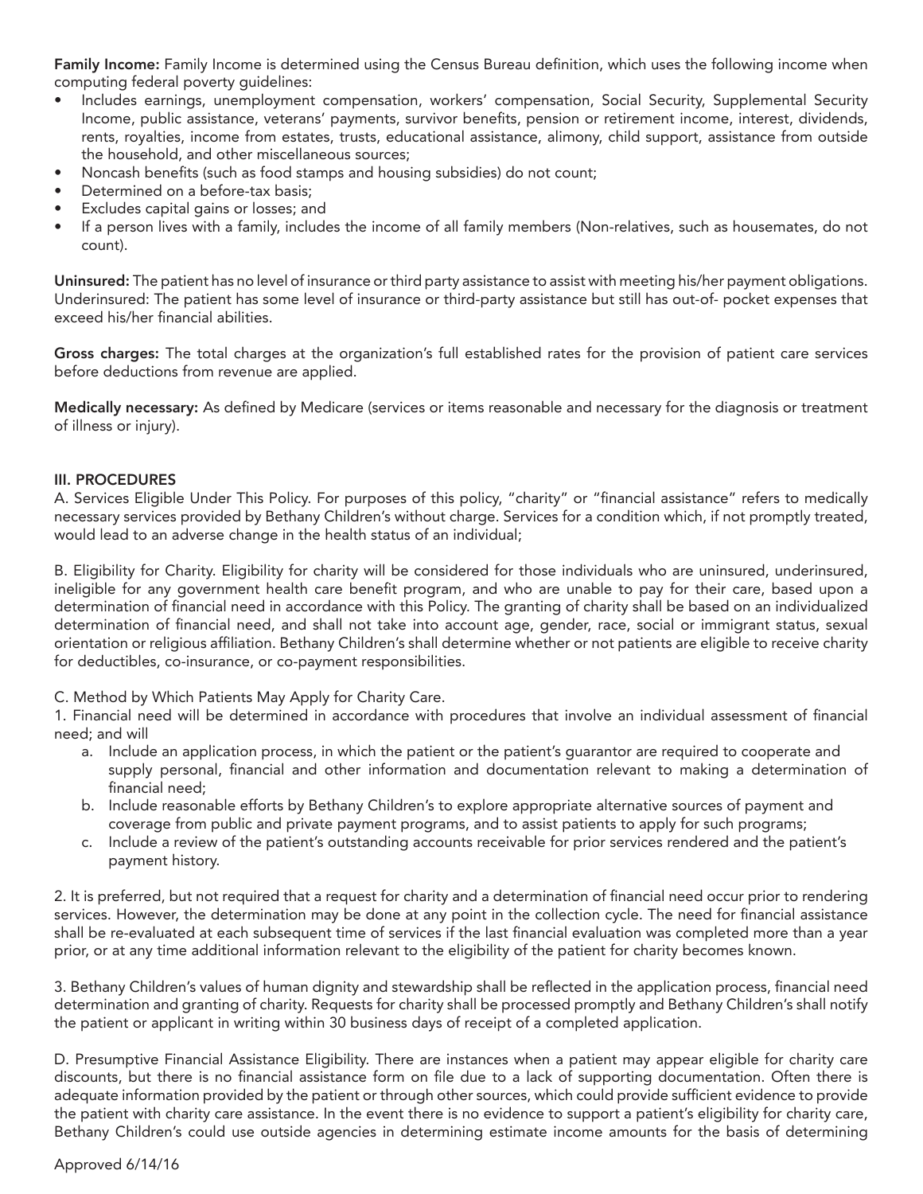**Family Income:** Family Income is determined using the Census Bureau definition, which uses the following income when computing federal poverty guidelines:

- Includes earnings, unemployment compensation, workers' compensation, Social Security, Supplemental Security Income, public assistance, veterans' payments, survivor benefits, pension or retirement income, interest, dividends, rents, royalties, income from estates, trusts, educational assistance, alimony, child support, assistance from outside the household, and other miscellaneous sources;
- Noncash benefits (such as food stamps and housing subsidies) do not count;
- Determined on a before-tax basis;
- Excludes capital gains or losses; and
- If a person lives with a family, includes the income of all family members (Non-relatives, such as housemates, do not count).

**Uninsured:** The patient has no level of insurance or third party assistance to assist with meeting his/her payment obligations. Underinsured: The patient has some level of insurance or third-party assistance but still has out-of- pocket expenses that exceed his/her financial abilities.

**Gross charges:** The total charges at the organization's full established rates for the provision of patient care services before deductions from revenue are applied.

**Medically necessary:** As defined by Medicare (services or items reasonable and necessary for the diagnosis or treatment of illness or injury).

## III. PROCEDURES

A. Services Eligible Under This Policy. For purposes of this policy, "charity" or "financial assistance" refers to medically necessary services provided by Bethany Children's without charge. Services for a condition which, if not promptly treated, would lead to an adverse change in the health status of an individual;

B. Eligibility for Charity. Eligibility for charity will be considered for those individuals who are uninsured, underinsured, ineligible for any government health care benefit program, and who are unable to pay for their care, based upon a determination of financial need in accordance with this Policy. The granting of charity shall be based on an individualized determination of financial need, and shall not take into account age, gender, race, social or immigrant status, sexual orientation or religious affiliation. Bethany Children's shall determine whether or not patients are eligible to receive charity for deductibles, co-insurance, or co-payment responsibilities.

C. Method by Which Patients May Apply for Charity Care.

1. Financial need will be determined in accordance with procedures that involve an individual assessment of financial need; and will
   a. Include an application process, in which the patient or the patient's guarantor are required to cooperate and supply personal, financial and other information and documentation relevant to making a determination of financial need;
   b. Include reasonable efforts by Bethany Children's to explore appropriate alternative sources of payment and coverage from public and private payment programs, and to assist patients to apply for such programs;
   c. Include a review of the patient's outstanding accounts receivable for prior services rendered and the patient's payment history.

2. It is preferred, but not required that a request for charity and a determination of financial need occur prior to rendering services. However, the determination may be done at any point in the collection cycle. The need for financial assistance shall be re-evaluated at each subsequent time of services if the last financial evaluation was completed more than a year prior, or at any time additional information relevant to the eligibility of the patient for charity becomes known.

3. Bethany Children's values of human dignity and stewardship shall be reflected in the application process, financial need determination and granting of charity. Requests for charity shall be processed promptly and Bethany Children's shall notify the patient or applicant in writing within 30 business days of receipt of a completed application.

D. Presumptive Financial Assistance Eligibility. There are instances when a patient may appear eligible for charity care discounts, but there is no financial assistance form on file due to a lack of supporting documentation. Often there is adequate information provided by the patient or through other sources, which could provide sufficient evidence to provide the patient with charity care assistance. In the event there is no evidence to support a patient's eligibility for charity care, Bethany Children's could use outside agencies in determining estimate income amounts for the basis of determining

Approved 6/14/16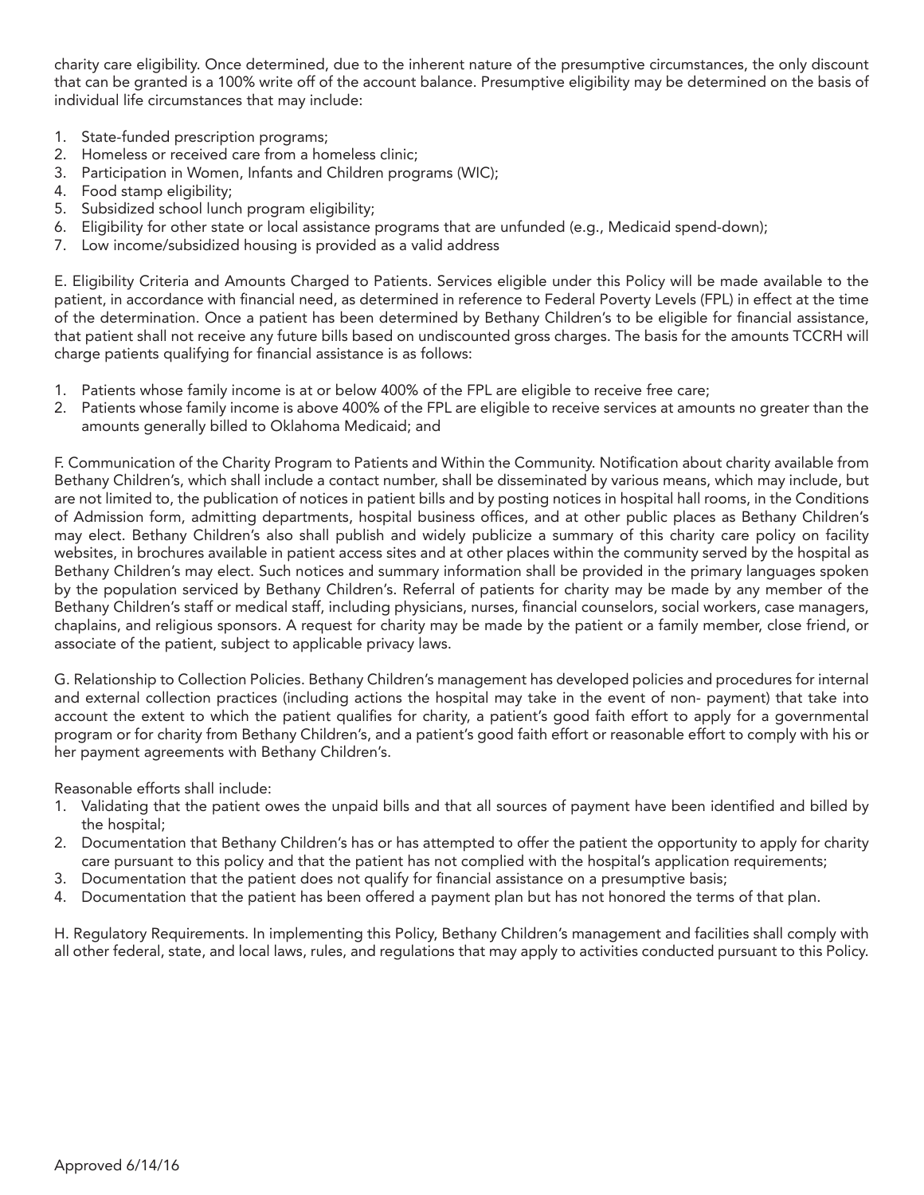charity care eligibility. Once determined, due to the inherent nature of the presumptive circumstances, the only discount that can be granted is a 100% write off of the account balance. Presumptive eligibility may be determined on the basis of individual life circumstances that may include:

1. State-funded prescription programs;
2. Homeless or received care from a homeless clinic;
3. Participation in Women, Infants and Children programs (WIC);
4. Food stamp eligibility;
5. Subsidized school lunch program eligibility;
6. Eligibility for other state or local assistance programs that are unfunded (e.g., Medicaid spend-down);
7. Low income/subsidized housing is provided as a valid address

E. Eligibility Criteria and Amounts Charged to Patients. Services eligible under this Policy will be made available to the patient, in accordance with financial need, as determined in reference to Federal Poverty Levels (FPL) in effect at the time of the determination. Once a patient has been determined by Bethany Children's to be eligible for financial assistance, that patient shall not receive any future bills based on undiscounted gross charges. The basis for the amounts TCCRH will charge patients qualifying for financial assistance is as follows:

1. Patients whose family income is at or below 400% of the FPL are eligible to receive free care;
2. Patients whose family income is above 400% of the FPL are eligible to receive services at amounts no greater than the amounts generally billed to Oklahoma Medicaid; and

F. Communication of the Charity Program to Patients and Within the Community. Notification about charity available from Bethany Children's, which shall include a contact number, shall be disseminated by various means, which may include, but are not limited to, the publication of notices in patient bills and by posting notices in hospital hall rooms, in the Conditions of Admission form, admitting departments, hospital business offices, and at other public places as Bethany Children's may elect. Bethany Children's also shall publish and widely publicize a summary of this charity care policy on facility websites, in brochures available in patient access sites and at other places within the community served by the hospital as Bethany Children's may elect. Such notices and summary information shall be provided in the primary languages spoken by the population serviced by Bethany Children's. Referral of patients for charity may be made by any member of the Bethany Children's staff or medical staff, including physicians, nurses, financial counselors, social workers, case managers, chaplains, and religious sponsors. A request for charity may be made by the patient or a family member, close friend, or associate of the patient, subject to applicable privacy laws.

G. Relationship to Collection Policies. Bethany Children's management has developed policies and procedures for internal and external collection practices (including actions the hospital may take in the event of non- payment) that take into account the extent to which the patient qualifies for charity, a patient's good faith effort to apply for a governmental program or for charity from Bethany Children's, and a patient's good faith effort or reasonable effort to comply with his or her payment agreements with Bethany Children's.

Reasonable efforts shall include:

1. Validating that the patient owes the unpaid bills and that all sources of payment have been identified and billed by the hospital;
2. Documentation that Bethany Children's has or has attempted to offer the patient the opportunity to apply for charity care pursuant to this policy and that the patient has not complied with the hospital's application requirements;
3. Documentation that the patient does not qualify for financial assistance on a presumptive basis;
4. Documentation that the patient has been offered a payment plan but has not honored the terms of that plan.

H. Regulatory Requirements. In implementing this Policy, Bethany Children's management and facilities shall comply with all other federal, state, and local laws, rules, and regulations that may apply to activities conducted pursuant to this Policy.

Approved 6/14/16